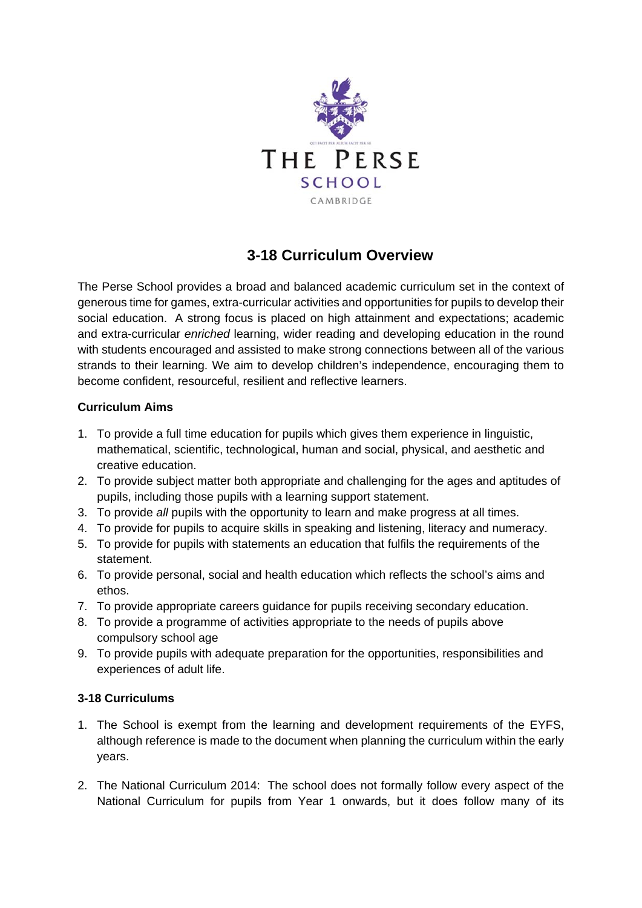THE PERSE SCHOOL CAMBRIDGE

# 3-18 Curriculum Overview

The Perse School provides a broad and balanced academic curriculum set in the context of generous time for games, extra-curricular activities and opportunities for pupils to develop their social education. A strong focus is placed on high attainment and expectations; academic and extra-curricular *enriched* learning, wider reading and developing education in the round with students encouraged and assisted to make strong connections between all of the various strands to their learning. We aim to develop children's independence, encouraging them to become confident, resourceful, resilient and reflective learners.

**Curriculum Aims**

1. To provide a full time education for pupils which gives them experience in linguistic, mathematical, scientific, technological, human and social, physical, and aesthetic and creative education.
2. To provide subject matter both appropriate and challenging for the ages and aptitudes of pupils, including those pupils with a learning support statement.
3. To provide *all* pupils with the opportunity to learn and make progress at all times.
4. To provide for pupils to acquire skills in speaking and listening, literacy and numeracy.
5. To provide for pupils with statements an education that fulfils the requirements of the statement.
6. To provide personal, social and health education which reflects the school's aims and ethos.
7. To provide appropriate careers guidance for pupils receiving secondary education.
8. To provide a programme of activities appropriate to the needs of pupils above compulsory school age
9. To provide pupils with adequate preparation for the opportunities, responsibilities and experiences of adult life.

**3-18 Curriculums**

1. The School is exempt from the learning and development requirements of the EYFS, although reference is made to the document when planning the curriculum within the early years.

2. The National Curriculum 2014: The school does not formally follow every aspect of the National Curriculum for pupils from Year 1 onwards, but it does follow many of its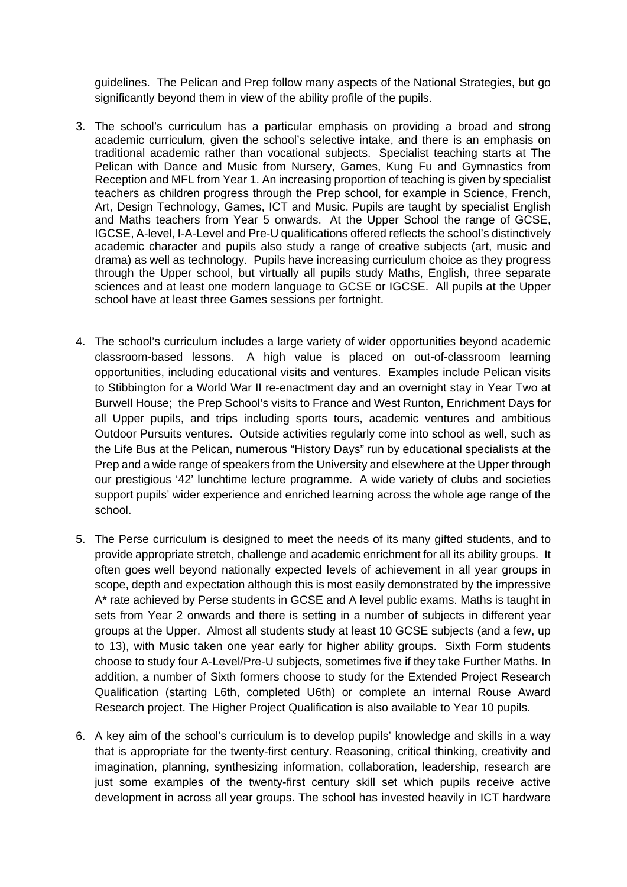guidelines. The Pelican and Prep follow many aspects of the National Strategies, but go significantly beyond them in view of the ability profile of the pupils.

3. The school's curriculum has a particular emphasis on providing a broad and strong academic curriculum, given the school's selective intake, and there is an emphasis on traditional academic rather than vocational subjects. Specialist teaching starts at The Pelican with Dance and Music from Nursery, Games, Kung Fu and Gymnastics from Reception and MFL from Year 1. An increasing proportion of teaching is given by specialist teachers as children progress through the Prep school, for example in Science, French, Art, Design Technology, Games, ICT and Music. Pupils are taught by specialist English and Maths teachers from Year 5 onwards. At the Upper School the range of GCSE, IGCSE, A-level, I-A-Level and Pre-U qualifications offered reflects the school's distinctively academic character and pupils also study a range of creative subjects (art, music and drama) as well as technology. Pupils have increasing curriculum choice as they progress through the Upper school, but virtually all pupils study Maths, English, three separate sciences and at least one modern language to GCSE or IGCSE. All pupils at the Upper school have at least three Games sessions per fortnight.

4. The school's curriculum includes a large variety of wider opportunities beyond academic classroom-based lessons. A high value is placed on out-of-classroom learning opportunities, including educational visits and ventures. Examples include Pelican visits to Stibbington for a World War II re-enactment day and an overnight stay in Year Two at Burwell House; the Prep School's visits to France and West Runton, Enrichment Days for all Upper pupils, and trips including sports tours, academic ventures and ambitious Outdoor Pursuits ventures. Outside activities regularly come into school as well, such as the Life Bus at the Pelican, numerous "History Days" run by educational specialists at the Prep and a wide range of speakers from the University and elsewhere at the Upper through our prestigious '42' lunchtime lecture programme. A wide variety of clubs and societies support pupils' wider experience and enriched learning across the whole age range of the school.

5. The Perse curriculum is designed to meet the needs of its many gifted students, and to provide appropriate stretch, challenge and academic enrichment for all its ability groups. It often goes well beyond nationally expected levels of achievement in all year groups in scope, depth and expectation although this is most easily demonstrated by the impressive A* rate achieved by Perse students in GCSE and A level public exams. Maths is taught in sets from Year 2 onwards and there is setting in a number of subjects in different year groups at the Upper. Almost all students study at least 10 GCSE subjects (and a few, up to 13), with Music taken one year early for higher ability groups. Sixth Form students choose to study four A-Level/Pre-U subjects, sometimes five if they take Further Maths. In addition, a number of Sixth formers choose to study for the Extended Project Research Qualification (starting L6th, completed U6th) or complete an internal Rouse Award Research project. The Higher Project Qualification is also available to Year 10 pupils.

6. A key aim of the school's curriculum is to develop pupils' knowledge and skills in a way that is appropriate for the twenty-first century. Reasoning, critical thinking, creativity and imagination, planning, synthesizing information, collaboration, leadership, research are just some examples of the twenty-first century skill set which pupils receive active development in across all year groups. The school has invested heavily in ICT hardware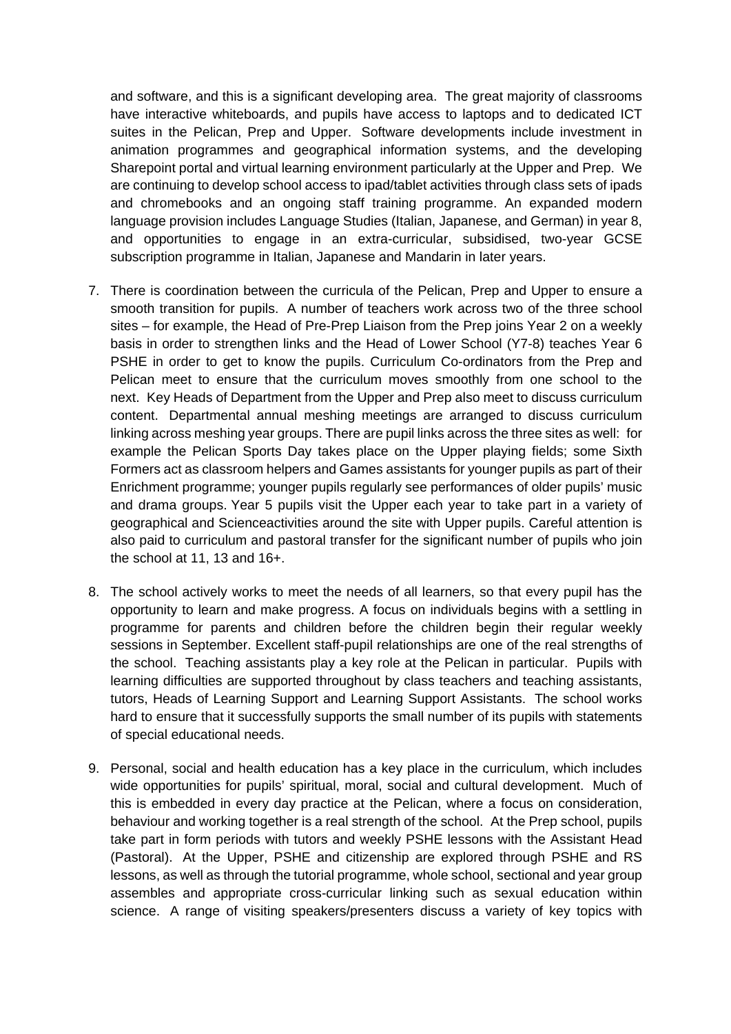and software, and this is a significant developing area. The great majority of classrooms have interactive whiteboards, and pupils have access to laptops and to dedicated ICT suites in the Pelican, Prep and Upper. Software developments include investment in animation programmes and geographical information systems, and the developing Sharepoint portal and virtual learning environment particularly at the Upper and Prep. We are continuing to develop school access to ipad/tablet activities through class sets of ipads and chromebooks and an ongoing staff training programme. An expanded modern language provision includes Language Studies (Italian, Japanese, and German) in year 8, and opportunities to engage in an extra-curricular, subsidised, two-year GCSE subscription programme in Italian, Japanese and Mandarin in later years.

7. There is coordination between the curricula of the Pelican, Prep and Upper to ensure a smooth transition for pupils. A number of teachers work across two of the three school sites – for example, the Head of Pre-Prep Liaison from the Prep joins Year 2 on a weekly basis in order to strengthen links and the Head of Lower School (Y7-8) teaches Year 6 PSHE in order to get to know the pupils. Curriculum Co-ordinators from the Prep and Pelican meet to ensure that the curriculum moves smoothly from one school to the next. Key Heads of Department from the Upper and Prep also meet to discuss curriculum content. Departmental annual meshing meetings are arranged to discuss curriculum linking across meshing year groups. There are pupil links across the three sites as well: for example the Pelican Sports Day takes place on the Upper playing fields; some Sixth Formers act as classroom helpers and Games assistants for younger pupils as part of their Enrichment programme; younger pupils regularly see performances of older pupils' music and drama groups. Year 5 pupils visit the Upper each year to take part in a variety of geographical and Scienceactivities around the site with Upper pupils. Careful attention is also paid to curriculum and pastoral transfer for the significant number of pupils who join the school at 11, 13 and 16+.

8. The school actively works to meet the needs of all learners, so that every pupil has the opportunity to learn and make progress. A focus on individuals begins with a settling in programme for parents and children before the children begin their regular weekly sessions in September. Excellent staff-pupil relationships are one of the real strengths of the school. Teaching assistants play a key role at the Pelican in particular. Pupils with learning difficulties are supported throughout by class teachers and teaching assistants, tutors, Heads of Learning Support and Learning Support Assistants. The school works hard to ensure that it successfully supports the small number of its pupils with statements of special educational needs.

9. Personal, social and health education has a key place in the curriculum, which includes wide opportunities for pupils' spiritual, moral, social and cultural development. Much of this is embedded in every day practice at the Pelican, where a focus on consideration, behaviour and working together is a real strength of the school. At the Prep school, pupils take part in form periods with tutors and weekly PSHE lessons with the Assistant Head (Pastoral). At the Upper, PSHE and citizenship are explored through PSHE and RS lessons, as well as through the tutorial programme, whole school, sectional and year group assembles and appropriate cross-curricular linking such as sexual education within science. A range of visiting speakers/presenters discuss a variety of key topics with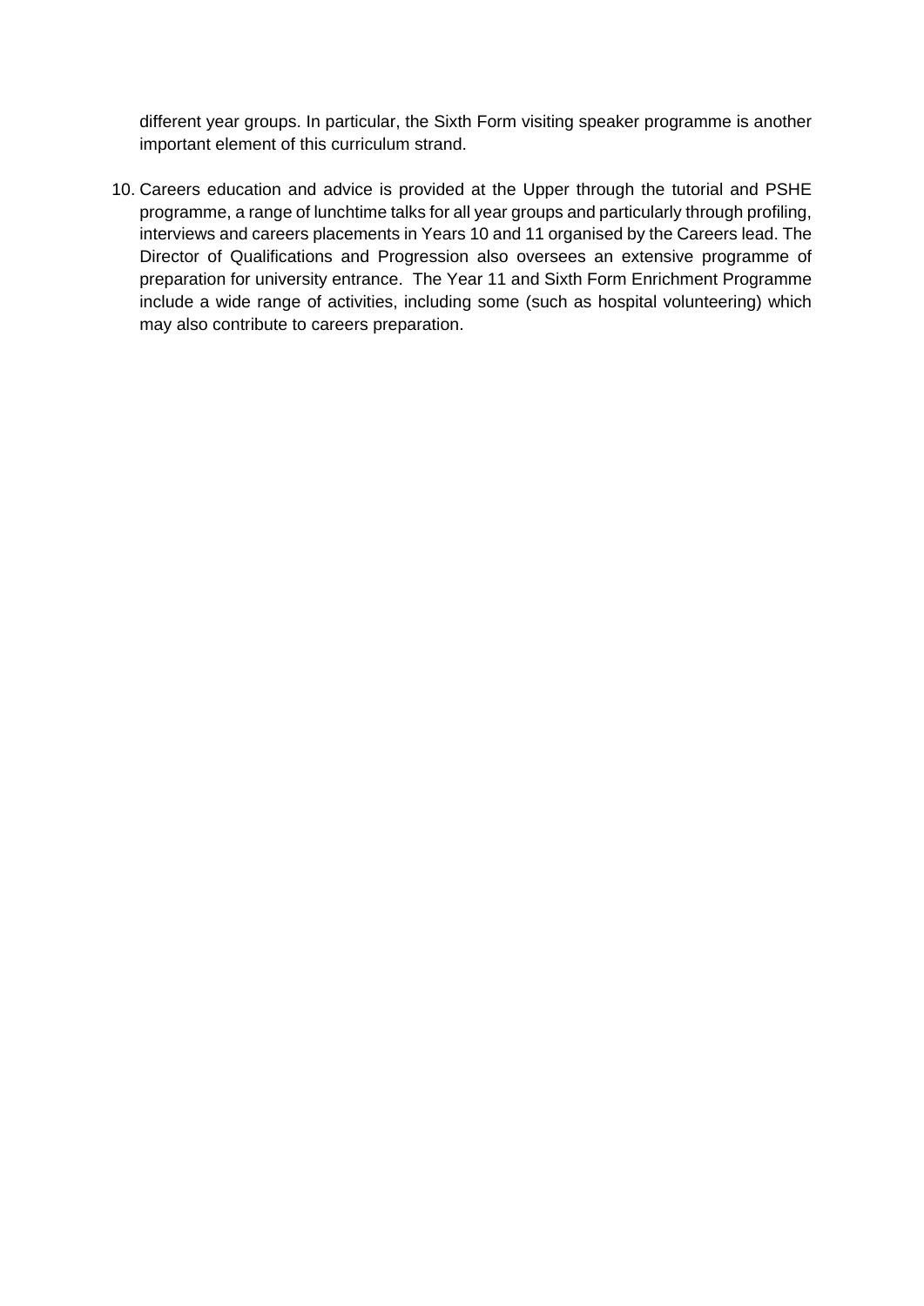different year groups. In particular, the Sixth Form visiting speaker programme is another important element of this curriculum strand.

10. Careers education and advice is provided at the Upper through the tutorial and PSHE programme, a range of lunchtime talks for all year groups and particularly through profiling, interviews and careers placements in Years 10 and 11 organised by the Careers lead. The Director of Qualifications and Progression also oversees an extensive programme of preparation for university entrance. The Year 11 and Sixth Form Enrichment Programme include a wide range of activities, including some (such as hospital volunteering) which may also contribute to careers preparation.